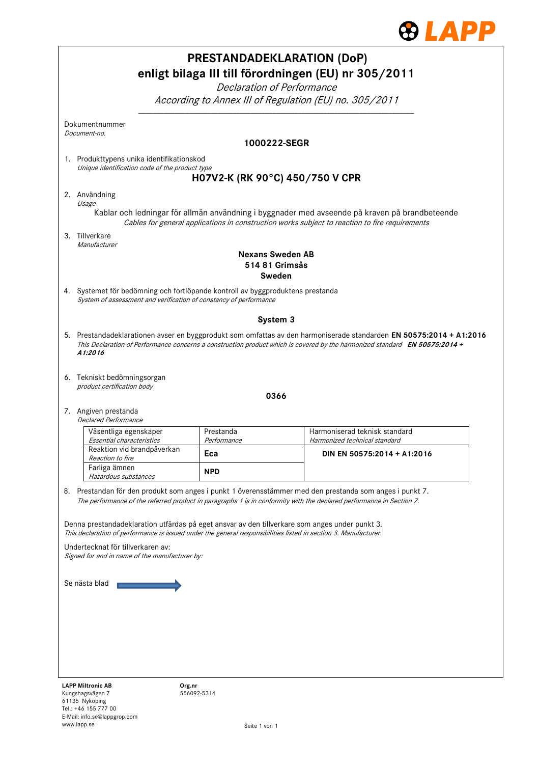# PRESTANDADEKLARATION (DoP)
# enligt bilaga III till förordningen (EU) nr 305/2011

*Declaration of Performance*

*According to Annex III of Regulation (EU) no. 305/2011*

Dokumentnummer
*Document-no.*

**1000222-SEGR**

1. Produkttypens unika identifikationskod
   *Unique identification code of the product type*

   **H07V2-K (RK 90°C) 450/750 V CPR**

2. Användning
   *Usage*

   Kablar och ledningar för allmän användning i byggnader med avseende på kraven på brandbeteende
   *Cables for general applications in construction works subject to reaction to fire requirements*

3. Tillverkare
   *Manufacturer*

   **Nexans Sweden AB**
   **514 81 Grimsås**
   **Sweden**

4. Systemet för bedömning och fortlöpande kontroll av byggproduktens prestanda
   *System of assessment and verification of constancy of performance*

   **System 3**

5. Prestandadeklarationen avser en byggprodukt som omfattas av den harmoniserade standarden **EN 50575:2014 + A1:2016**
   *This Declaration of Performance concerns a construction product which is covered by the harmonized standard* ***EN 50575:2014 + A1:2016***

6. Tekniskt bedömningsorgan
   *product certification body*

   **0366**

7. Angiven prestanda
   *Declared Performance*

| Väsentliga egenskaper<br>*Essential characteristics* | Prestanda<br>*Performance* | Harmoniserad teknisk standard<br>*Harmonized technical standard* |
|---|---|---|
| Reaktion vid brandpåverkan<br>*Reaction to fire* | **Eca** | **DIN EN 50575:2014 + A1:2016** |
| Farliga ämnen<br>*Hazardous substances* | **NPD** | |

8. Prestandan för den produkt som anges i punkt 1 överensstämmer med den prestanda som anges i punkt 7.
   *The performance of the referred product in paragraphs 1 is in conformity with the declared performance in Section 7.*

Denna prestandadeklaration utfärdas på eget ansvar av den tillverkare som anges under punkt 3.
*This declaration of performance is issued under the general responsibilities listed in section 3. Manufacturer.*

Undertecknat för tillverkaren av:
*Signed for and in name of the manufacturer by:*

Se nästa blad →

**LAPP Miltronic AB**
Kungshagsvägen 7
61135 Nyköping
Tel.: +46 155 777 00
E-Mail: info.se@lappgrop.com
www.lapp.se

**Org.nr**
556092-5314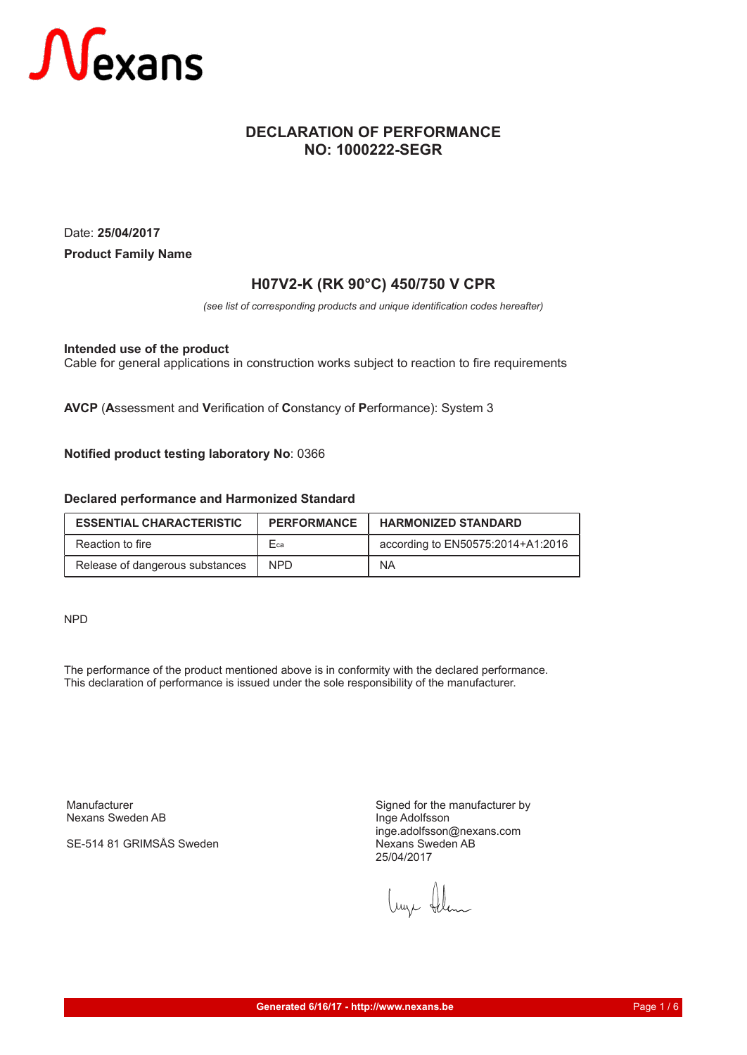# DECLARATION OF PERFORMANCE
## NO: 1000222-SEGR

Date: **25/04/2017**

**Product Family Name**

### H07V2-K (RK 90°C) 450/750 V CPR

*(see list of corresponding products and unique identification codes hereafter)*

**Intended use of the product**
Cable for general applications in construction works subject to reaction to fire requirements

**AVCP** (**A**ssessment and **V**erification of **C**onstancy of **P**erformance): System 3

**Notified product testing laboratory No**: 0366

**Declared performance and Harmonized Standard**

| ESSENTIAL CHARACTERISTIC | PERFORMANCE | HARMONIZED STANDARD |
|---|---|---|
| Reaction to fire | $E_{ca}$ | according to EN50575:2014+A1:2016 |
| Release of dangerous substances | NPD | NA |

NPD

The performance of the product mentioned above is in conformity with the declared performance.
This declaration of performance is issued under the sole responsibility of the manufacturer.

Manufacturer
Nexans Sweden AB

SE-514 81 GRIMSÅS Sweden

Signed for the manufacturer by
Inge Adolfsson
inge.adolfsson@nexans.com
Nexans Sweden AB
25/04/2017

Generated 6/16/17 - http://www.nexans.be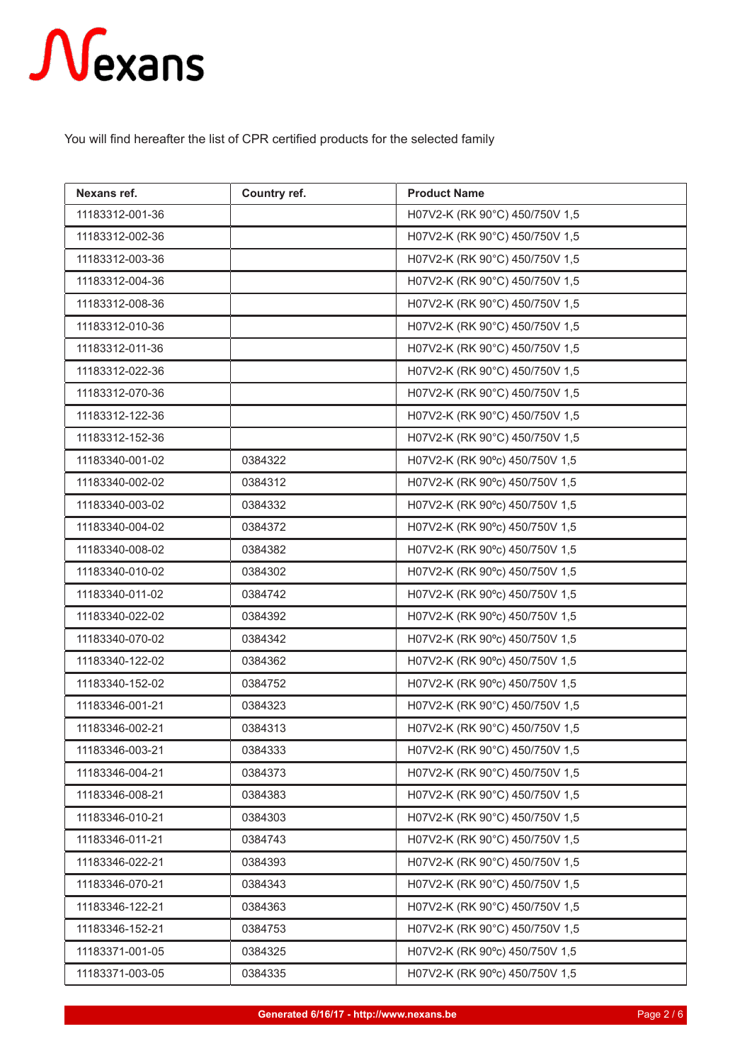# Nexans

You will find hereafter the list of CPR certified products for the selected family

| Nexans ref. | Country ref. | Product Name |
|---|---|---|
| 11183312-001-36 | | H07V2-K (RK 90°C) 450/750V 1,5 |
| 11183312-002-36 | | H07V2-K (RK 90°C) 450/750V 1,5 |
| 11183312-003-36 | | H07V2-K (RK 90°C) 450/750V 1,5 |
| 11183312-004-36 | | H07V2-K (RK 90°C) 450/750V 1,5 |
| 11183312-008-36 | | H07V2-K (RK 90°C) 450/750V 1,5 |
| 11183312-010-36 | | H07V2-K (RK 90°C) 450/750V 1,5 |
| 11183312-011-36 | | H07V2-K (RK 90°C) 450/750V 1,5 |
| 11183312-022-36 | | H07V2-K (RK 90°C) 450/750V 1,5 |
| 11183312-070-36 | | H07V2-K (RK 90°C) 450/750V 1,5 |
| 11183312-122-36 | | H07V2-K (RK 90°C) 450/750V 1,5 |
| 11183312-152-36 | | H07V2-K (RK 90°C) 450/750V 1,5 |
| 11183340-001-02 | 0384322 | H07V2-K (RK 90ºc) 450/750V 1,5 |
| 11183340-002-02 | 0384312 | H07V2-K (RK 90ºc) 450/750V 1,5 |
| 11183340-003-02 | 0384332 | H07V2-K (RK 90ºc) 450/750V 1,5 |
| 11183340-004-02 | 0384372 | H07V2-K (RK 90ºc) 450/750V 1,5 |
| 11183340-008-02 | 0384382 | H07V2-K (RK 90ºc) 450/750V 1,5 |
| 11183340-010-02 | 0384302 | H07V2-K (RK 90ºc) 450/750V 1,5 |
| 11183340-011-02 | 0384742 | H07V2-K (RK 90ºc) 450/750V 1,5 |
| 11183340-022-02 | 0384392 | H07V2-K (RK 90ºc) 450/750V 1,5 |
| 11183340-070-02 | 0384342 | H07V2-K (RK 90ºc) 450/750V 1,5 |
| 11183340-122-02 | 0384362 | H07V2-K (RK 90ºc) 450/750V 1,5 |
| 11183340-152-02 | 0384752 | H07V2-K (RK 90ºc) 450/750V 1,5 |
| 11183346-001-21 | 0384323 | H07V2-K (RK 90°C) 450/750V 1,5 |
| 11183346-002-21 | 0384313 | H07V2-K (RK 90°C) 450/750V 1,5 |
| 11183346-003-21 | 0384333 | H07V2-K (RK 90°C) 450/750V 1,5 |
| 11183346-004-21 | 0384373 | H07V2-K (RK 90°C) 450/750V 1,5 |
| 11183346-008-21 | 0384383 | H07V2-K (RK 90°C) 450/750V 1,5 |
| 11183346-010-21 | 0384303 | H07V2-K (RK 90°C) 450/750V 1,5 |
| 11183346-011-21 | 0384743 | H07V2-K (RK 90°C) 450/750V 1,5 |
| 11183346-022-21 | 0384393 | H07V2-K (RK 90°C) 450/750V 1,5 |
| 11183346-070-21 | 0384343 | H07V2-K (RK 90°C) 450/750V 1,5 |
| 11183346-122-21 | 0384363 | H07V2-K (RK 90°C) 450/750V 1,5 |
| 11183346-152-21 | 0384753 | H07V2-K (RK 90°C) 450/750V 1,5 |
| 11183371-001-05 | 0384325 | H07V2-K (RK 90ºc) 450/750V 1,5 |
| 11183371-003-05 | 0384335 | H07V2-K (RK 90ºc) 450/750V 1,5 |

Generated 6/16/17 - http://www.nexans.be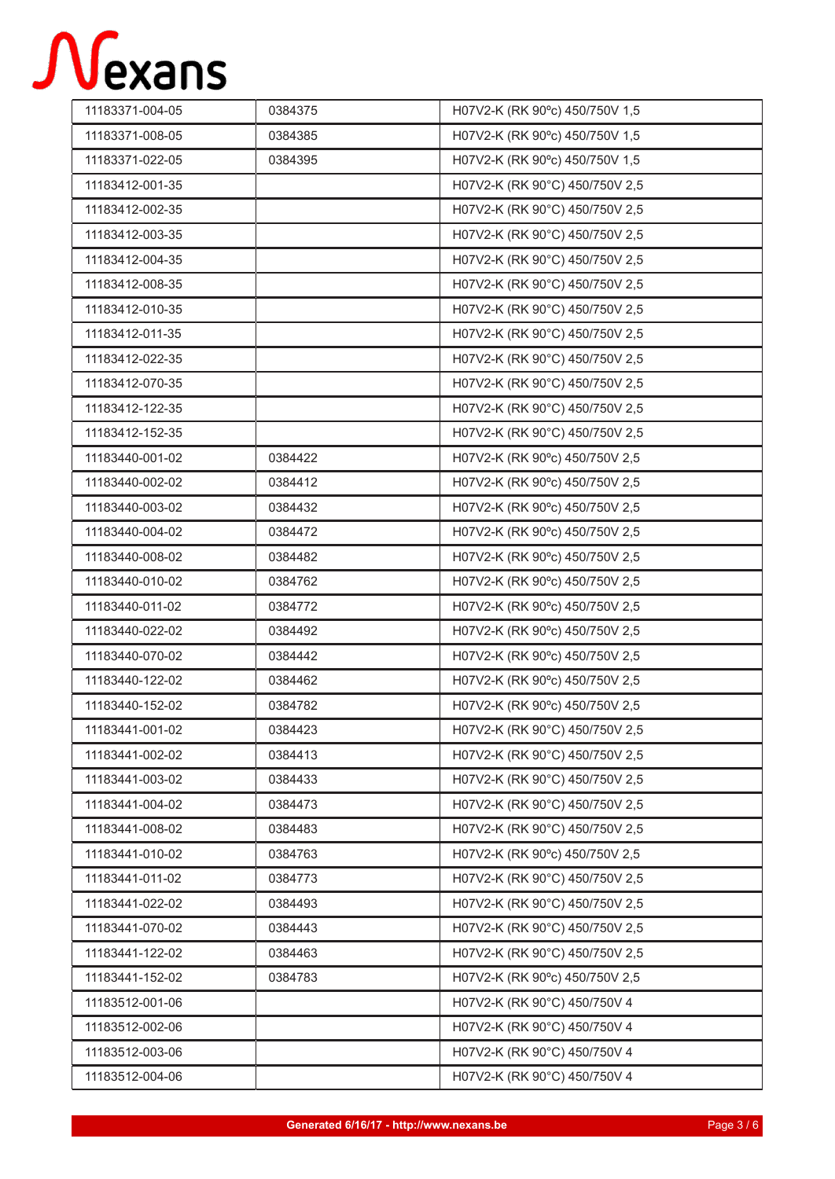| | | |
|---|---|---|
| 11183371-004-05 | 0384375 | H07V2-K (RK 90ºc) 450/750V 1,5 |
| 11183371-008-05 | 0384385 | H07V2-K (RK 90ºc) 450/750V 1,5 |
| 11183371-022-05 | 0384395 | H07V2-K (RK 90ºc) 450/750V 1,5 |
| 11183412-001-35 | | H07V2-K (RK 90°C) 450/750V 2,5 |
| 11183412-002-35 | | H07V2-K (RK 90°C) 450/750V 2,5 |
| 11183412-003-35 | | H07V2-K (RK 90°C) 450/750V 2,5 |
| 11183412-004-35 | | H07V2-K (RK 90°C) 450/750V 2,5 |
| 11183412-008-35 | | H07V2-K (RK 90°C) 450/750V 2,5 |
| 11183412-010-35 | | H07V2-K (RK 90°C) 450/750V 2,5 |
| 11183412-011-35 | | H07V2-K (RK 90°C) 450/750V 2,5 |
| 11183412-022-35 | | H07V2-K (RK 90°C) 450/750V 2,5 |
| 11183412-070-35 | | H07V2-K (RK 90°C) 450/750V 2,5 |
| 11183412-122-35 | | H07V2-K (RK 90°C) 450/750V 2,5 |
| 11183412-152-35 | | H07V2-K (RK 90°C) 450/750V 2,5 |
| 11183440-001-02 | 0384422 | H07V2-K (RK 90ºc) 450/750V 2,5 |
| 11183440-002-02 | 0384412 | H07V2-K (RK 90ºc) 450/750V 2,5 |
| 11183440-003-02 | 0384432 | H07V2-K (RK 90ºc) 450/750V 2,5 |
| 11183440-004-02 | 0384472 | H07V2-K (RK 90ºc) 450/750V 2,5 |
| 11183440-008-02 | 0384482 | H07V2-K (RK 90ºc) 450/750V 2,5 |
| 11183440-010-02 | 0384762 | H07V2-K (RK 90ºc) 450/750V 2,5 |
| 11183440-011-02 | 0384772 | H07V2-K (RK 90ºc) 450/750V 2,5 |
| 11183440-022-02 | 0384492 | H07V2-K (RK 90ºc) 450/750V 2,5 |
| 11183440-070-02 | 0384442 | H07V2-K (RK 90ºc) 450/750V 2,5 |
| 11183440-122-02 | 0384462 | H07V2-K (RK 90ºc) 450/750V 2,5 |
| 11183440-152-02 | 0384782 | H07V2-K (RK 90ºc) 450/750V 2,5 |
| 11183441-001-02 | 0384423 | H07V2-K (RK 90°C) 450/750V 2,5 |
| 11183441-002-02 | 0384413 | H07V2-K (RK 90°C) 450/750V 2,5 |
| 11183441-003-02 | 0384433 | H07V2-K (RK 90°C) 450/750V 2,5 |
| 11183441-004-02 | 0384473 | H07V2-K (RK 90°C) 450/750V 2,5 |
| 11183441-008-02 | 0384483 | H07V2-K (RK 90°C) 450/750V 2,5 |
| 11183441-010-02 | 0384763 | H07V2-K (RK 90ºc) 450/750V 2,5 |
| 11183441-011-02 | 0384773 | H07V2-K (RK 90°C) 450/750V 2,5 |
| 11183441-022-02 | 0384493 | H07V2-K (RK 90°C) 450/750V 2,5 |
| 11183441-070-02 | 0384443 | H07V2-K (RK 90°C) 450/750V 2,5 |
| 11183441-122-02 | 0384463 | H07V2-K (RK 90°C) 450/750V 2,5 |
| 11183441-152-02 | 0384783 | H07V2-K (RK 90ºc) 450/750V 2,5 |
| 11183512-001-06 | | H07V2-K (RK 90°C) 450/750V 4 |
| 11183512-002-06 | | H07V2-K (RK 90°C) 450/750V 4 |
| 11183512-003-06 | | H07V2-K (RK 90°C) 450/750V 4 |
| 11183512-004-06 | | H07V2-K (RK 90°C) 450/750V 4 |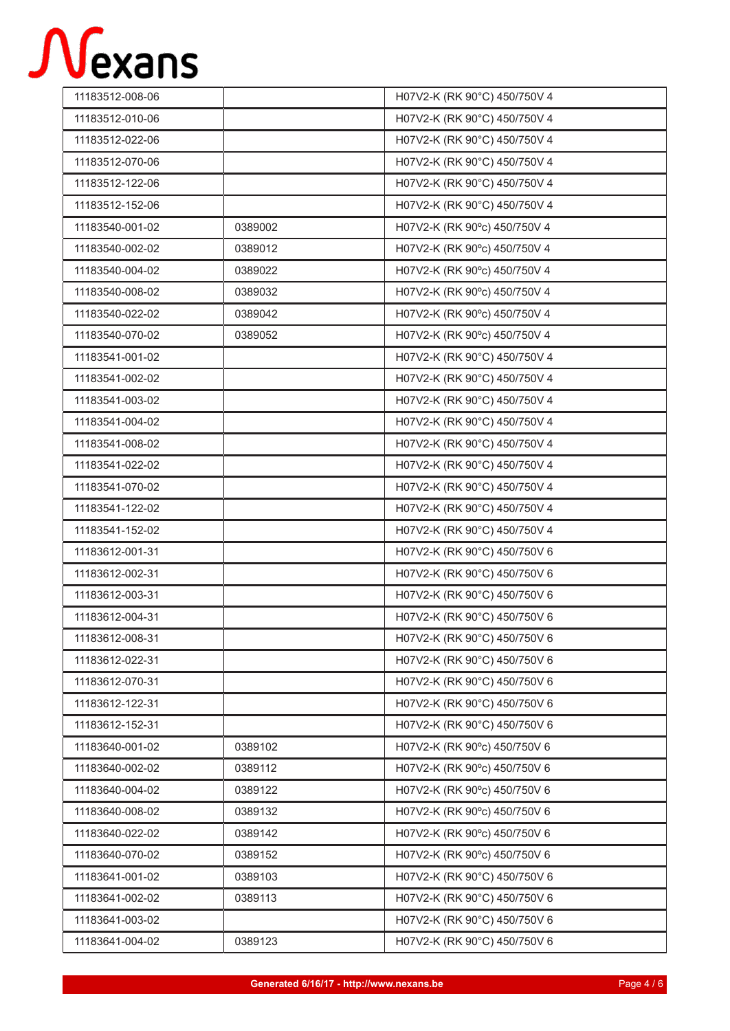| | | |
|---|---|---|
| 11183512-008-06 | | H07V2-K (RK 90°C) 450/750V 4 |
| 11183512-010-06 | | H07V2-K (RK 90°C) 450/750V 4 |
| 11183512-022-06 | | H07V2-K (RK 90°C) 450/750V 4 |
| 11183512-070-06 | | H07V2-K (RK 90°C) 450/750V 4 |
| 11183512-122-06 | | H07V2-K (RK 90°C) 450/750V 4 |
| 11183512-152-06 | | H07V2-K (RK 90°C) 450/750V 4 |
| 11183540-001-02 | 0389002 | H07V2-K (RK 90ºc) 450/750V 4 |
| 11183540-002-02 | 0389012 | H07V2-K (RK 90ºc) 450/750V 4 |
| 11183540-004-02 | 0389022 | H07V2-K (RK 90ºc) 450/750V 4 |
| 11183540-008-02 | 0389032 | H07V2-K (RK 90ºc) 450/750V 4 |
| 11183540-022-02 | 0389042 | H07V2-K (RK 90ºc) 450/750V 4 |
| 11183540-070-02 | 0389052 | H07V2-K (RK 90ºc) 450/750V 4 |
| 11183541-001-02 | | H07V2-K (RK 90°C) 450/750V 4 |
| 11183541-002-02 | | H07V2-K (RK 90°C) 450/750V 4 |
| 11183541-003-02 | | H07V2-K (RK 90°C) 450/750V 4 |
| 11183541-004-02 | | H07V2-K (RK 90°C) 450/750V 4 |
| 11183541-008-02 | | H07V2-K (RK 90°C) 450/750V 4 |
| 11183541-022-02 | | H07V2-K (RK 90°C) 450/750V 4 |
| 11183541-070-02 | | H07V2-K (RK 90°C) 450/750V 4 |
| 11183541-122-02 | | H07V2-K (RK 90°C) 450/750V 4 |
| 11183541-152-02 | | H07V2-K (RK 90°C) 450/750V 4 |
| 11183612-001-31 | | H07V2-K (RK 90°C) 450/750V 6 |
| 11183612-002-31 | | H07V2-K (RK 90°C) 450/750V 6 |
| 11183612-003-31 | | H07V2-K (RK 90°C) 450/750V 6 |
| 11183612-004-31 | | H07V2-K (RK 90°C) 450/750V 6 |
| 11183612-008-31 | | H07V2-K (RK 90°C) 450/750V 6 |
| 11183612-022-31 | | H07V2-K (RK 90°C) 450/750V 6 |
| 11183612-070-31 | | H07V2-K (RK 90°C) 450/750V 6 |
| 11183612-122-31 | | H07V2-K (RK 90°C) 450/750V 6 |
| 11183612-152-31 | | H07V2-K (RK 90°C) 450/750V 6 |
| 11183640-001-02 | 0389102 | H07V2-K (RK 90ºc) 450/750V 6 |
| 11183640-002-02 | 0389112 | H07V2-K (RK 90ºc) 450/750V 6 |
| 11183640-004-02 | 0389122 | H07V2-K (RK 90ºc) 450/750V 6 |
| 11183640-008-02 | 0389132 | H07V2-K (RK 90ºc) 450/750V 6 |
| 11183640-022-02 | 0389142 | H07V2-K (RK 90ºc) 450/750V 6 |
| 11183640-070-02 | 0389152 | H07V2-K (RK 90ºc) 450/750V 6 |
| 11183641-001-02 | 0389103 | H07V2-K (RK 90°C) 450/750V 6 |
| 11183641-002-02 | 0389113 | H07V2-K (RK 90°C) 450/750V 6 |
| 11183641-003-02 | | H07V2-K (RK 90°C) 450/750V 6 |
| 11183641-004-02 | 0389123 | H07V2-K (RK 90°C) 450/750V 6 |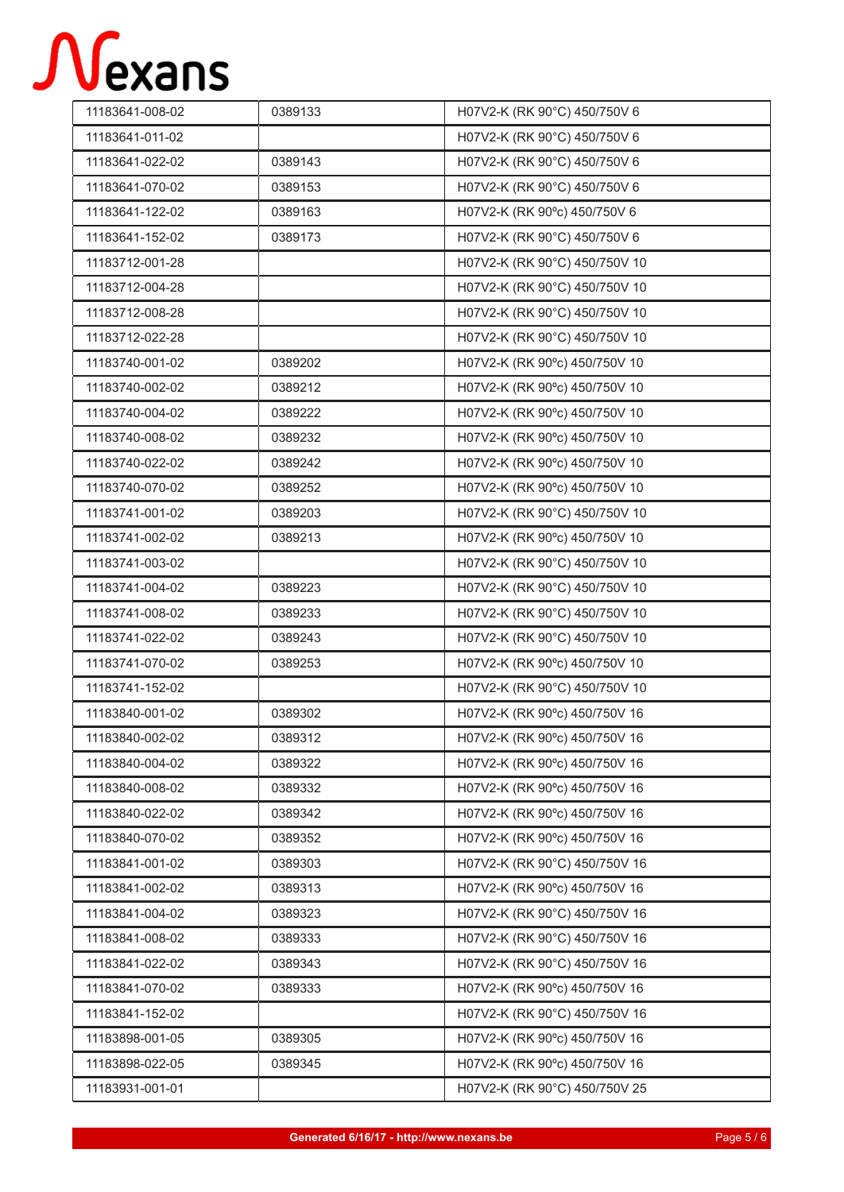| | | |
|---|---|---|
| 11183641-008-02 | 0389133 | H07V2-K (RK 90°C) 450/750V 6 |
| 11183641-011-02 | | H07V2-K (RK 90°C) 450/750V 6 |
| 11183641-022-02 | 0389143 | H07V2-K (RK 90°C) 450/750V 6 |
| 11183641-070-02 | 0389153 | H07V2-K (RK 90°C) 450/750V 6 |
| 11183641-122-02 | 0389163 | H07V2-K (RK 90ºc) 450/750V 6 |
| 11183641-152-02 | 0389173 | H07V2-K (RK 90°C) 450/750V 6 |
| 11183712-001-28 | | H07V2-K (RK 90°C) 450/750V 10 |
| 11183712-004-28 | | H07V2-K (RK 90°C) 450/750V 10 |
| 11183712-008-28 | | H07V2-K (RK 90°C) 450/750V 10 |
| 11183712-022-28 | | H07V2-K (RK 90°C) 450/750V 10 |
| 11183740-001-02 | 0389202 | H07V2-K (RK 90ºc) 450/750V 10 |
| 11183740-002-02 | 0389212 | H07V2-K (RK 90ºc) 450/750V 10 |
| 11183740-004-02 | 0389222 | H07V2-K (RK 90ºc) 450/750V 10 |
| 11183740-008-02 | 0389232 | H07V2-K (RK 90ºc) 450/750V 10 |
| 11183740-022-02 | 0389242 | H07V2-K (RK 90ºc) 450/750V 10 |
| 11183740-070-02 | 0389252 | H07V2-K (RK 90ºc) 450/750V 10 |
| 11183741-001-02 | 0389203 | H07V2-K (RK 90°C) 450/750V 10 |
| 11183741-002-02 | 0389213 | H07V2-K (RK 90ºc) 450/750V 10 |
| 11183741-003-02 | | H07V2-K (RK 90°C) 450/750V 10 |
| 11183741-004-02 | 0389223 | H07V2-K (RK 90°C) 450/750V 10 |
| 11183741-008-02 | 0389233 | H07V2-K (RK 90°C) 450/750V 10 |
| 11183741-022-02 | 0389243 | H07V2-K (RK 90°C) 450/750V 10 |
| 11183741-070-02 | 0389253 | H07V2-K (RK 90ºc) 450/750V 10 |
| 11183741-152-02 | | H07V2-K (RK 90°C) 450/750V 10 |
| 11183840-001-02 | 0389302 | H07V2-K (RK 90ºc) 450/750V 16 |
| 11183840-002-02 | 0389312 | H07V2-K (RK 90ºc) 450/750V 16 |
| 11183840-004-02 | 0389322 | H07V2-K (RK 90ºc) 450/750V 16 |
| 11183840-008-02 | 0389332 | H07V2-K (RK 90ºc) 450/750V 16 |
| 11183840-022-02 | 0389342 | H07V2-K (RK 90ºc) 450/750V 16 |
| 11183840-070-02 | 0389352 | H07V2-K (RK 90ºc) 450/750V 16 |
| 11183841-001-02 | 0389303 | H07V2-K (RK 90°C) 450/750V 16 |
| 11183841-002-02 | 0389313 | H07V2-K (RK 90ºc) 450/750V 16 |
| 11183841-004-02 | 0389323 | H07V2-K (RK 90°C) 450/750V 16 |
| 11183841-008-02 | 0389333 | H07V2-K (RK 90°C) 450/750V 16 |
| 11183841-022-02 | 0389343 | H07V2-K (RK 90°C) 450/750V 16 |
| 11183841-070-02 | 0389333 | H07V2-K (RK 90ºc) 450/750V 16 |
| 11183841-152-02 | | H07V2-K (RK 90°C) 450/750V 16 |
| 11183898-001-05 | 0389305 | H07V2-K (RK 90ºc) 450/750V 16 |
| 11183898-022-05 | 0389345 | H07V2-K (RK 90ºc) 450/750V 16 |
| 11183931-001-01 | | H07V2-K (RK 90°C) 450/750V 25 |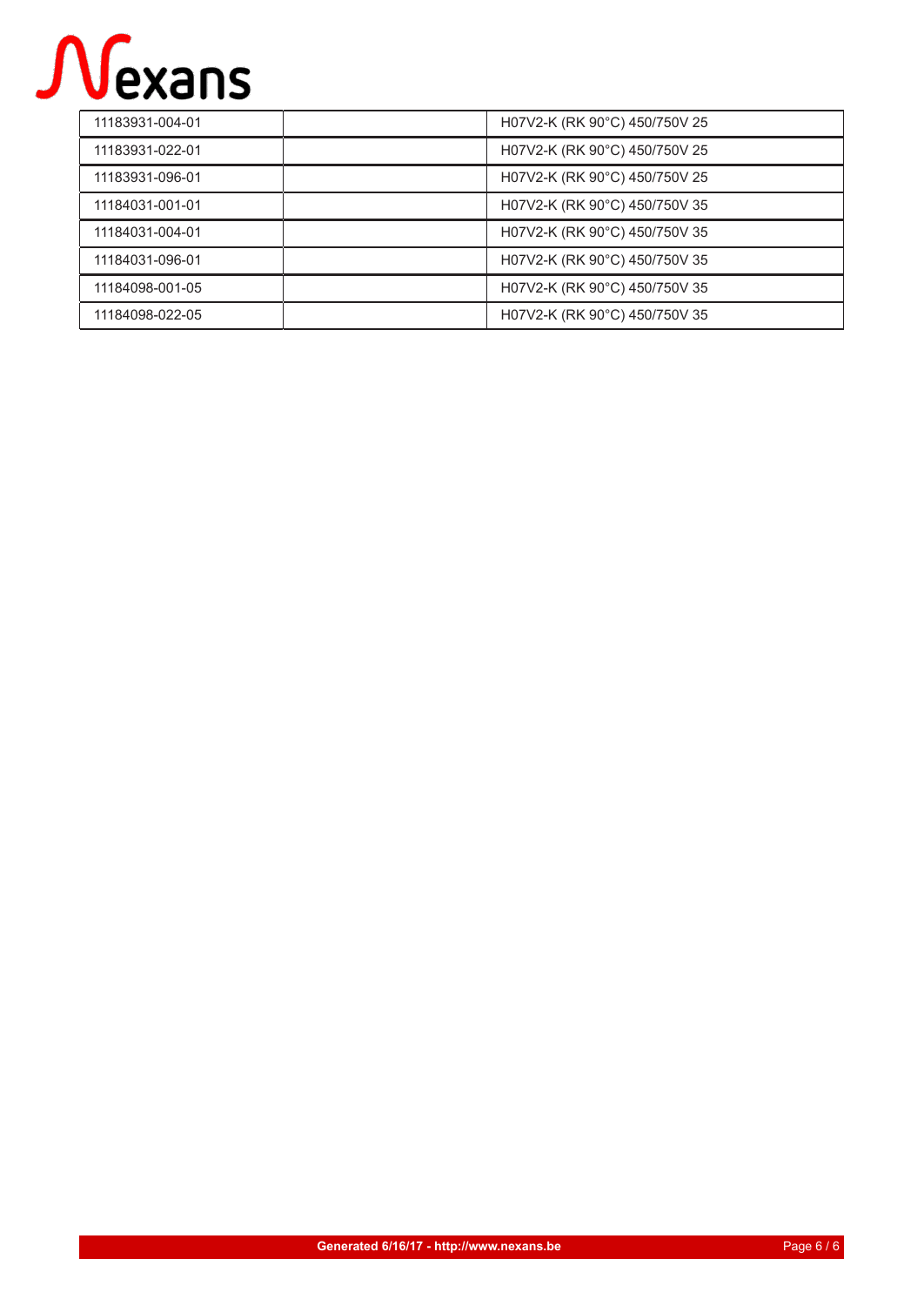| | | |
|---|---|---|
| 11183931-004-01 | | H07V2-K (RK 90°C) 450/750V 25 |
| 11183931-022-01 | | H07V2-K (RK 90°C) 450/750V 25 |
| 11183931-096-01 | | H07V2-K (RK 90°C) 450/750V 25 |
| 11184031-001-01 | | H07V2-K (RK 90°C) 450/750V 35 |
| 11184031-004-01 | | H07V2-K (RK 90°C) 450/750V 35 |
| 11184031-096-01 | | H07V2-K (RK 90°C) 450/750V 35 |
| 11184098-001-05 | | H07V2-K (RK 90°C) 450/750V 35 |
| 11184098-022-05 | | H07V2-K (RK 90°C) 450/750V 35 |